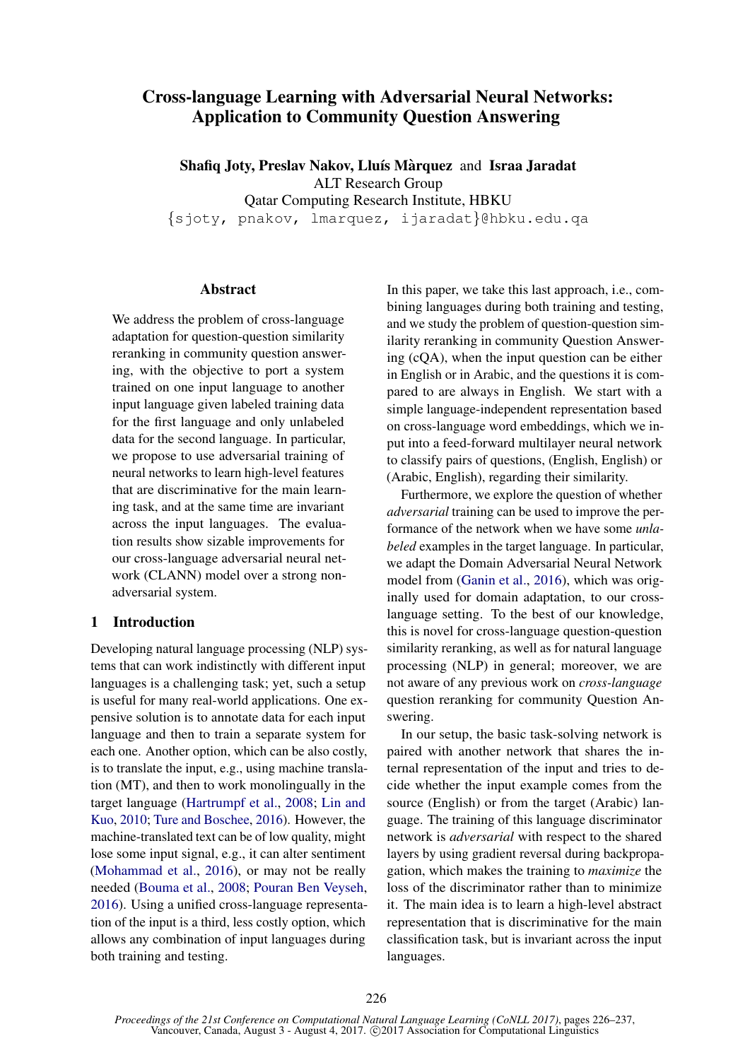# Cross-language Learning with Adversarial Neural Networks: Application to Community Question Answering

**Shafiq Joty, Preslav Nakov, Lluís Màrquez** and **Israa Jaradat**
ALT Research Group
Qatar Computing Research Institute, HBKU
{sjoty, pnakov, lmarquez, ijaradat}@hbku.edu.qa

## Abstract

We address the problem of cross-language adaptation for question-question similarity reranking in community question answering, with the objective to port a system trained on one input language to another input language given labeled training data for the first language and only unlabeled data for the second language. In particular, we propose to use adversarial training of neural networks to learn high-level features that are discriminative for the main learning task, and at the same time are invariant across the input languages. The evaluation results show sizable improvements for our cross-language adversarial neural network (CLANN) model over a strong non-adversarial system.

## 1 Introduction

Developing natural language processing (NLP) systems that can work indistinctly with different input languages is a challenging task; yet, such a setup is useful for many real-world applications. One expensive solution is to annotate data for each input language and then to train a separate system for each one. Another option, which can be also costly, is to translate the input, e.g., using machine translation (MT), and then to work monolingually in the target language (Hartrumpf et al., 2008; Lin and Kuo, 2010; Ture and Boschee, 2016). However, the machine-translated text can be of low quality, might lose some input signal, e.g., it can alter sentiment (Mohammad et al., 2016), or may not be really needed (Bouma et al., 2008; Pouran Ben Veyseh, 2016). Using a unified cross-language representation of the input is a third, less costly option, which allows any combination of input languages during both training and testing.

In this paper, we take this last approach, i.e., combining languages during both training and testing, and we study the problem of question-question similarity reranking in community Question Answering (cQA), when the input question can be either in English or in Arabic, and the questions it is compared to are always in English. We start with a simple language-independent representation based on cross-language word embeddings, which we input into a feed-forward multilayer neural network to classify pairs of questions, (English, English) or (Arabic, English), regarding their similarity.

Furthermore, we explore the question of whether *adversarial* training can be used to improve the performance of the network when we have some *unlabeled* examples in the target language. In particular, we adapt the Domain Adversarial Neural Network model from (Ganin et al., 2016), which was originally used for domain adaptation, to our cross-language setting. To the best of our knowledge, this is novel for cross-language question-question similarity reranking, as well as for natural language processing (NLP) in general; moreover, we are not aware of any previous work on *cross-language* question reranking for community Question Answering.

In our setup, the basic task-solving network is paired with another network that shares the internal representation of the input and tries to decide whether the input example comes from the source (English) or from the target (Arabic) language. The training of this language discriminator network is *adversarial* with respect to the shared layers by using gradient reversal during backpropagation, which makes the training to *maximize* the loss of the discriminator rather than to minimize it. The main idea is to learn a high-level abstract representation that is discriminative for the main classification task, but is invariant across the input languages.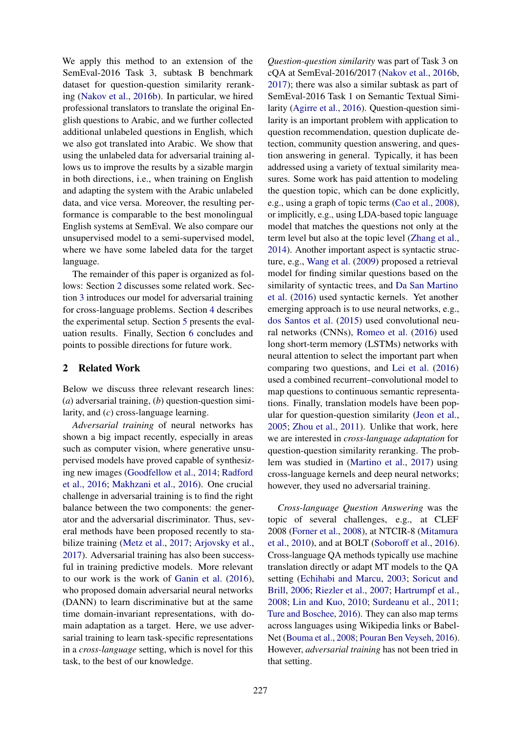We apply this method to an extension of the SemEval-2016 Task 3, subtask B benchmark dataset for question-question similarity reranking (Nakov et al., 2016b). In particular, we hired professional translators to translate the original English questions to Arabic, and we further collected additional unlabeled questions in English, which we also got translated into Arabic. We show that using the unlabeled data for adversarial training allows us to improve the results by a sizable margin in both directions, i.e., when training on English and adapting the system with the Arabic unlabeled data, and vice versa. Moreover, the resulting performance is comparable to the best monolingual English systems at SemEval. We also compare our unsupervised model to a semi-supervised model, where we have some labeled data for the target language.

The remainder of this paper is organized as follows: Section 2 discusses some related work. Section 3 introduces our model for adversarial training for cross-language problems. Section 4 describes the experimental setup. Section 5 presents the evaluation results. Finally, Section 6 concludes and points to possible directions for future work.

## 2 Related Work

Below we discuss three relevant research lines: (*a*) adversarial training, (*b*) question-question similarity, and (*c*) cross-language learning.

*Adversarial training* of neural networks has shown a big impact recently, especially in areas such as computer vision, where generative unsupervised models have proved capable of synthesizing new images (Goodfellow et al., 2014; Radford et al., 2016; Makhzani et al., 2016). One crucial challenge in adversarial training is to find the right balance between the two components: the generator and the adversarial discriminator. Thus, several methods have been proposed recently to stabilize training (Metz et al., 2017; Arjovsky et al., 2017). Adversarial training has also been successful in training predictive models. More relevant to our work is the work of Ganin et al. (2016), who proposed domain adversarial neural networks (DANN) to learn discriminative but at the same time domain-invariant representations, with domain adaptation as a target. Here, we use adversarial training to learn task-specific representations in a *cross-language* setting, which is novel for this task, to the best of our knowledge.

*Question-question similarity* was part of Task 3 on cQA at SemEval-2016/2017 (Nakov et al., 2016b, 2017); there was also a similar subtask as part of SemEval-2016 Task 1 on Semantic Textual Similarity (Agirre et al., 2016). Question-question similarity is an important problem with application to question recommendation, question duplicate detection, community question answering, and question answering in general. Typically, it has been addressed using a variety of textual similarity measures. Some work has paid attention to modeling the question topic, which can be done explicitly, e.g., using a graph of topic terms (Cao et al., 2008), or implicitly, e.g., using LDA-based topic language model that matches the questions not only at the term level but also at the topic level (Zhang et al., 2014). Another important aspect is syntactic structure, e.g., Wang et al. (2009) proposed a retrieval model for finding similar questions based on the similarity of syntactic trees, and Da San Martino et al. (2016) used syntactic kernels. Yet another emerging approach is to use neural networks, e.g., dos Santos et al. (2015) used convolutional neural networks (CNNs), Romeo et al. (2016) used long short-term memory (LSTMs) networks with neural attention to select the important part when comparing two questions, and Lei et al. (2016) used a combined recurrent–convolutional model to map questions to continuous semantic representations. Finally, translation models have been popular for question-question similarity (Jeon et al., 2005; Zhou et al., 2011). Unlike that work, here we are interested in *cross-language adaptation* for question-question similarity reranking. The problem was studied in (Martino et al., 2017) using cross-language kernels and deep neural networks; however, they used no adversarial training.

*Cross-language Question Answering* was the topic of several challenges, e.g., at CLEF 2008 (Forner et al., 2008), at NTCIR-8 (Mitamura et al., 2010), and at BOLT (Soboroff et al., 2016). Cross-language QA methods typically use machine translation directly or adapt MT models to the QA setting (Echihabi and Marcu, 2003; Soricut and Brill, 2006; Riezler et al., 2007; Hartrumpf et al., 2008; Lin and Kuo, 2010; Surdeanu et al., 2011; Ture and Boschee, 2016). They can also map terms across languages using Wikipedia links or BabelNet (Bouma et al., 2008; Pouran Ben Veyseh, 2016). However, *adversarial training* has not been tried in that setting.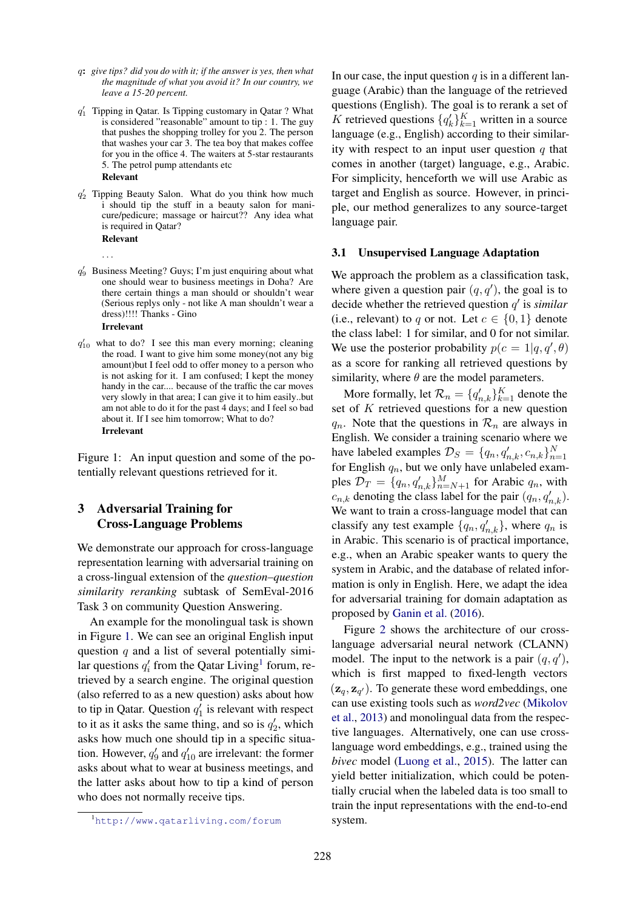$q$: *give tips? did you do with it; if the answer is yes, then what the magnitude of what you avoid it? In our country, we leave a 15-20 percent.*

$q'_1$ Tipping in Qatar. Is Tipping customary in Qatar ? What is considered "reasonable" amount to tip : 1. The guy that pushes the shopping trolley for you 2. The person that washes your car 3. The tea boy that makes coffee for you in the office 4. The waiters at 5-star restaurants 5. The petrol pump attendants etc
**Relevant**

$q'_2$ Tipping Beauty Salon. What do you think how much i should tip the stuff in a beauty salon for manicure/pedicure; massage or haircut?? Any idea what is required in Qatar?
**Relevant**

...

$q'_9$ Business Meeting? Guys; I'm just enquiring about what one should wear to business meetings in Doha? Are there certain things a man should or shouldn't wear (Serious replys only - not like A man shouldn't wear a dress)!!!! Thanks - Gino
**Irrelevant**

$q'_{10}$ what to do? I see this man every morning; cleaning the road. I want to give him some money(not any big amount)but I feel odd to offer money to a person who is not asking for it. I am confused; I kept the money handy in the car.... because of the traffic the car moves very slowly in that area; I can give it to him easily..but am not able to do it for the past 4 days; and I feel so bad about it. If I see him tomorrow; What to do?
**Irrelevant**

Figure 1: An input question and some of the potentially relevant questions retrieved for it.

## 3 Adversarial Training for Cross-Language Problems

We demonstrate our approach for cross-language representation learning with adversarial training on a cross-lingual extension of the *question–question similarity reranking* subtask of SemEval-2016 Task 3 on community Question Answering.

An example for the monolingual task is shown in Figure 1. We can see an original English input question $q$ and a list of several potentially similar questions $q'_i$ from the Qatar Living[1] forum, retrieved by a search engine. The original question (also referred to as a new question) asks about how to tip in Qatar. Question $q'_1$ is relevant with respect to it as it asks the same thing, and so is $q'_2$, which asks how much one should tip in a specific situation. However, $q'_9$ and $q'_{10}$ are irrelevant: the former asks about what to wear at business meetings, and the latter asks about how to tip a kind of person who does not normally receive tips.

[1] http://www.qatarliving.com/forum

In our case, the input question $q$ is in a different language (Arabic) than the language of the retrieved questions (English). The goal is to rerank a set of $K$ retrieved questions $\{q'_k\}_{k=1}^{K}$ written in a source language (e.g., English) according to their similarity with respect to an input user question $q$ that comes in another (target) language, e.g., Arabic. For simplicity, henceforth we will use Arabic as target and English as source. However, in principle, our method generalizes to any source-target language pair.

### 3.1 Unsupervised Language Adaptation

We approach the problem as a classification task, where given a question pair $(q, q')$, the goal is to decide whether the retrieved question $q'$ is *similar* (i.e., relevant) to $q$ or not. Let $c \in \{0, 1\}$ denote the class label: 1 for similar, and 0 for not similar. We use the posterior probability $p(c = 1|q, q', \theta)$ as a score for ranking all retrieved questions by similarity, where $\theta$ are the model parameters.

More formally, let $\mathcal{R}_n = \{q'_{n,k}\}_{k=1}^{K}$ denote the set of $K$ retrieved questions for a new question $q_n$. Note that the questions in $\mathcal{R}_n$ are always in English. We consider a training scenario where we have labeled examples $\mathcal{D}_S = \{q_n, q'_{n,k}, c_{n,k}\}_{n=1}^{N}$ for English $q_n$, but we only have unlabeled examples $\mathcal{D}_T = \{q_n, q'_{n,k}\}_{n=N+1}^{M}$ for Arabic $q_n$, with $c_{n,k}$ denoting the class label for the pair $(q_n, q'_{n,k})$. We want to train a cross-language model that can classify any test example $\{q_n, q'_{n,k}\}$, where $q_n$ is in Arabic. This scenario is of practical importance, e.g., when an Arabic speaker wants to query the system in Arabic, and the database of related information is only in English. Here, we adapt the idea for adversarial training for domain adaptation as proposed by Ganin et al. (2016).

Figure 2 shows the architecture of our cross-language adversarial neural network (CLANN) model. The input to the network is a pair $(q, q')$, which is first mapped to fixed-length vectors $(\mathbf{z}_q, \mathbf{z}_{q'})$. To generate these word embeddings, one can use existing tools such as *word2vec* (Mikolov et al., 2013) and monolingual data from the respective languages. Alternatively, one can use cross-language word embeddings, e.g., trained using the *bivec* model (Luong et al., 2015). The latter can yield better initialization, which could be potentially crucial when the labeled data is too small to train the input representations with the end-to-end system.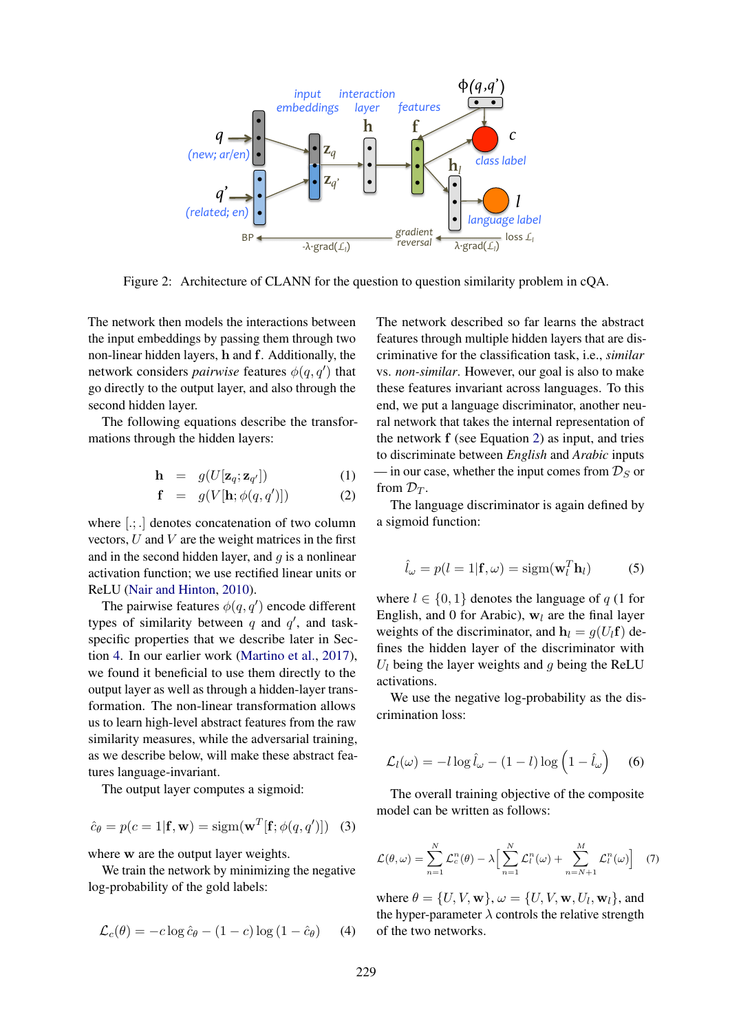input embeddings

interaction layer

features

h

f

$\phi(q,q')$

c

class label

$q$

(new; ar/en)

$z_q$

$z_{q'}$

$h_l$

$q'$

(related; en)

$l$

language label

loss $\mathcal{L}_l$

BP

-λ·grad($\mathcal{L}_l$)

gradient reversal

λ·grad($\mathcal{L}_l$)

Figure 2: Architecture of CLANN for the question to question similarity problem in cQA.

The network then models the interactions between the input embeddings by passing them through two non-linear hidden layers, $\mathbf{h}$ and $\mathbf{f}$. Additionally, the network considers *pairwise* features $\phi(q, q')$ that go directly to the output layer, and also through the second hidden layer.

The following equations describe the transformations through the hidden layers:

$$\mathbf{h} = g(U[\mathbf{z}_q; \mathbf{z}_{q'}]) \quad (1)$$

$$\mathbf{f} = g(V[\mathbf{h}; \phi(q, q')]) \quad (2)$$

where $[.;.]$ denotes concatenation of two column vectors, $U$ and $V$ are the weight matrices in the first and in the second hidden layer, and $g$ is a nonlinear activation function; we use rectified linear units or ReLU (Nair and Hinton, 2010).

The pairwise features $\phi(q, q')$ encode different types of similarity between $q$ and $q'$, and task-specific properties that we describe later in Section 4. In our earlier work (Martino et al., 2017), we found it beneficial to use them directly to the output layer as well as through a hidden-layer transformation. The non-linear transformation allows us to learn high-level abstract features from the raw similarity measures, while the adversarial training, as we describe below, will make these abstract features language-invariant.

The output layer computes a sigmoid:

$$\hat{c}_\theta = p(c = 1|\mathbf{f}, \mathbf{w}) = \text{sigm}(\mathbf{w}^T[\mathbf{f}; \phi(q, q')]) \quad (3)$$

where $\mathbf{w}$ are the output layer weights.

We train the network by minimizing the negative log-probability of the gold labels:

$$\mathcal{L}_c(\theta) = -c \log \hat{c}_\theta - (1 - c) \log (1 - \hat{c}_\theta) \quad (4)$$

The network described so far learns the abstract features through multiple hidden layers that are discriminative for the classification task, i.e., *similar* vs. *non-similar*. However, our goal is also to make these features invariant across languages. To this end, we put a language discriminator, another neural network that takes the internal representation of the network $\mathbf{f}$ (see Equation 2) as input, and tries to discriminate between *English* and *Arabic* inputs — in our case, whether the input comes from $\mathcal{D}_S$ or from $\mathcal{D}_T$.

The language discriminator is again defined by a sigmoid function:

$$\hat{l}_\omega = p(l = 1|\mathbf{f}, \omega) = \text{sigm}(\mathbf{w}_l^T \mathbf{h}_l) \quad (5)$$

where $l \in \{0, 1\}$ denotes the language of $q$ (1 for English, and 0 for Arabic), $\mathbf{w}_l$ are the final layer weights of the discriminator, and $\mathbf{h}_l = g(U_l \mathbf{f})$ defines the hidden layer of the discriminator with $U_l$ being the layer weights and $g$ being the ReLU activations.

We use the negative log-probability as the discrimination loss:

$$\mathcal{L}_l(\omega) = -l \log \hat{l}_\omega - (1 - l) \log \left(1 - \hat{l}_\omega\right) \quad (6)$$

The overall training objective of the composite model can be written as follows:

$$\mathcal{L}(\theta, \omega) = \sum_{n=1}^{N} \mathcal{L}_c^n(\theta) - \lambda \Big[ \sum_{n=1}^{N} \mathcal{L}_l^n(\omega) + \sum_{n=N+1}^{M} \mathcal{L}_l^n(\omega) \Big] \quad (7)$$

where $\theta = \{U, V, \mathbf{w}\}$, $\omega = \{U, V, \mathbf{w}, U_l, \mathbf{w}_l\}$, and the hyper-parameter $\lambda$ controls the relative strength of the two networks.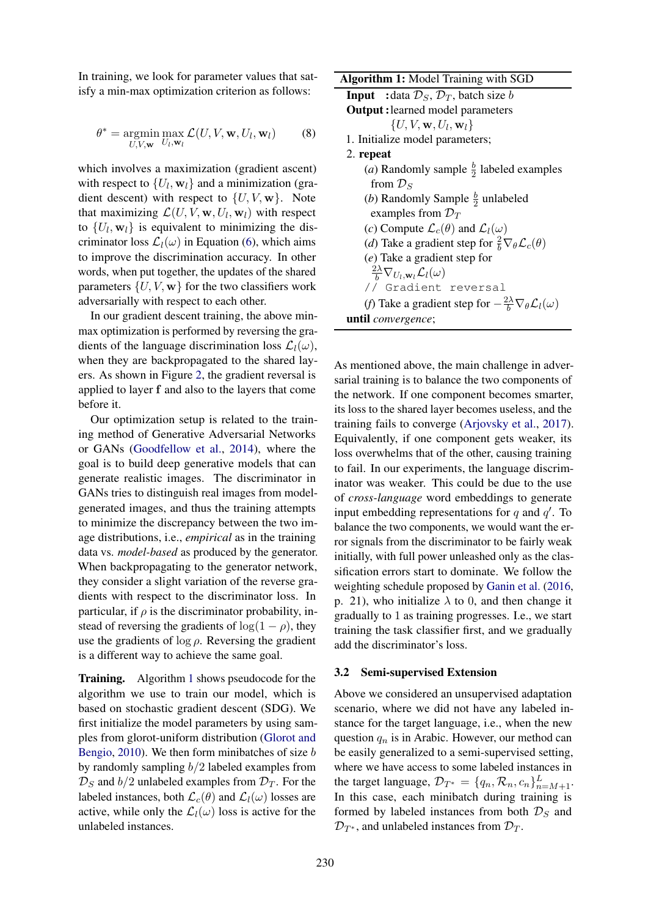In training, we look for parameter values that satisfy a min-max optimization criterion as follows:

$$\theta^* = \underset{U,V,\mathbf{w}}{\operatorname{argmin}} \max_{U_l,\mathbf{w}_l} \mathcal{L}(U, V, \mathbf{w}, U_l, \mathbf{w}_l) \qquad (8)$$

which involves a maximization (gradient ascent) with respect to $\{U_l, \mathbf{w}_l\}$ and a minimization (gradient descent) with respect to $\{U, V, \mathbf{w}\}$. Note that maximizing $\mathcal{L}(U, V, \mathbf{w}, U_l, \mathbf{w}_l)$ with respect to $\{U_l, \mathbf{w}_l\}$ is equivalent to minimizing the discriminator loss $\mathcal{L}_l(\omega)$ in Equation (6), which aims to improve the discrimination accuracy. In other words, when put together, the updates of the shared parameters $\{U, V, \mathbf{w}\}$ for the two classifiers work adversarially with respect to each other.

In our gradient descent training, the above min-max optimization is performed by reversing the gradients of the language discrimination loss $\mathcal{L}_l(\omega)$, when they are backpropagated to the shared layers. As shown in Figure 2, the gradient reversal is applied to layer $\mathbf{f}$ and also to the layers that come before it.

Our optimization setup is related to the training method of Generative Adversarial Networks or GANs (Goodfellow et al., 2014), where the goal is to build deep generative models that can generate realistic images. The discriminator in GANs tries to distinguish real images from model-generated images, and thus the training attempts to minimize the discrepancy between the two image distributions, i.e., *empirical* as in the training data vs. *model-based* as produced by the generator. When backpropagating to the generator network, they consider a slight variation of the reverse gradients with respect to the discriminator loss. In particular, if $\rho$ is the discriminator probability, instead of reversing the gradients of $\log(1-\rho)$, they use the gradients of $\log \rho$. Reversing the gradient is a different way to achieve the same goal.

**Training.** Algorithm 1 shows pseudocode for the algorithm we use to train our model, which is based on stochastic gradient descent (SDG). We first initialize the model parameters by using samples from glorot-uniform distribution (Glorot and Bengio, 2010). We then form minibatches of size $b$ by randomly sampling $b/2$ labeled examples from $\mathcal{D}_S$ and $b/2$ unlabeled examples from $\mathcal{D}_T$. For the labeled instances, both $\mathcal{L}_c(\theta)$ and $\mathcal{L}_l(\omega)$ losses are active, while only the $\mathcal{L}_l(\omega)$ loss is active for the unlabeled instances.

**Algorithm 1:** Model Training with SGD

**Input** : data $\mathcal{D}_S$, $\mathcal{D}_T$, batch size $b$
**Output** : learned model parameters $\{U, V, \mathbf{w}, U_l, \mathbf{w}_l\}$

1. Initialize model parameters;
2. **repeat**
   - (*a*) Randomly sample $\frac{b}{2}$ labeled examples from $\mathcal{D}_S$
   - (*b*) Randomly Sample $\frac{b}{2}$ unlabeled examples from $\mathcal{D}_T$
   - (*c*) Compute $\mathcal{L}_c(\theta)$ and $\mathcal{L}_l(\omega)$
   - (*d*) Take a gradient step for $\frac{2}{b}\nabla_\theta \mathcal{L}_c(\theta)$
   - (*e*) Take a gradient step for $\frac{2\lambda}{b}\nabla_{U_l,\mathbf{w}_l}\mathcal{L}_l(\omega)$
   - `// Gradient reversal`
   - (*f*) Take a gradient step for $-\frac{2\lambda}{b}\nabla_\theta \mathcal{L}_l(\omega)$

   **until** *convergence*;

As mentioned above, the main challenge in adversarial training is to balance the two components of the network. If one component becomes smarter, its loss to the shared layer becomes useless, and the training fails to converge (Arjovsky et al., 2017). Equivalently, if one component gets weaker, its loss overwhelms that of the other, causing training to fail. In our experiments, the language discriminator was weaker. This could be due to the use of *cross-language* word embeddings to generate input embedding representations for $q$ and $q'$. To balance the two components, we would want the error signals from the discriminator to be fairly weak initially, with full power unleashed only as the classification errors start to dominate. We follow the weighting schedule proposed by Ganin et al. (2016, p. 21), who initialize $\lambda$ to 0, and then change it gradually to 1 as training progresses. I.e., we start training the task classifier first, and we gradually add the discriminator's loss.

### 3.2 Semi-supervised Extension

Above we considered an unsupervised adaptation scenario, where we did not have any labeled instance for the target language, i.e., when the new question $q_n$ is in Arabic. However, our method can be easily generalized to a semi-supervised setting, where we have access to some labeled instances in the target language, $\mathcal{D}_{T^*} = \{q_n, \mathcal{R}_n, c_n\}_{n=M+1}^{L}$. In this case, each minibatch during training is formed by labeled instances from both $\mathcal{D}_S$ and $\mathcal{D}_{T^*}$, and unlabeled instances from $\mathcal{D}_T$.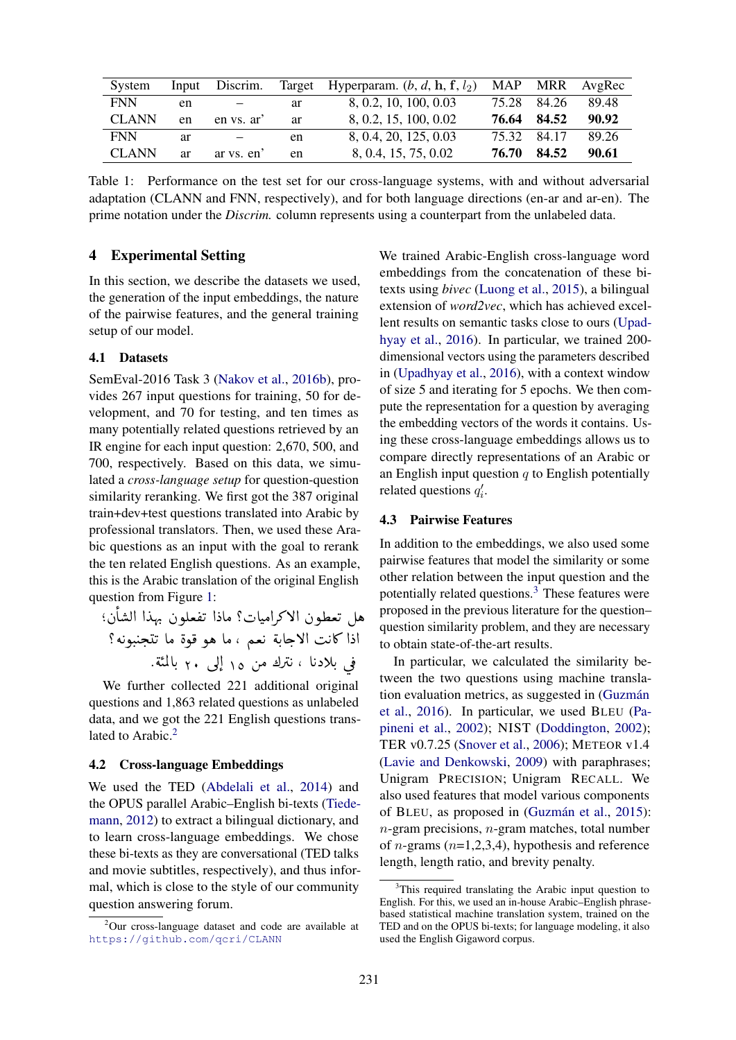| System | Input | Discrim. | Target | Hyperparam. ($b$, $d$, $\mathbf{h}$, $\mathbf{f}$, $l_2$) | MAP | MRR | AvgRec |
|---|---|---|---|---|---|---|---|
| FNN | en | – | ar | 8, 0.2, 10, 100, 0.03 | 75.28 | 84.26 | 89.48 |
| CLANN | en | en vs. ar’ | ar | 8, 0.2, 15, 100, 0.02 | **76.64** | **84.52** | **90.92** |
| FNN | ar | – | en | 8, 0.4, 20, 125, 0.03 | 75.32 | 84.17 | 89.26 |
| CLANN | ar | ar vs. en’ | en | 8, 0.4, 15, 75, 0.02 | **76.70** | **84.52** | **90.61** |

Table 1: Performance on the test set for our cross-language systems, with and without adversarial adaptation (CLANN and FNN, respectively), and for both language directions (en-ar and ar-en). The prime notation under the *Discrim.* column represents using a counterpart from the unlabeled data.

## 4 Experimental Setting

In this section, we describe the datasets we used, the generation of the input embeddings, the nature of the pairwise features, and the general training setup of our model.

### 4.1 Datasets

SemEval-2016 Task 3 (Nakov et al., 2016b), provides 267 input questions for training, 50 for development, and 70 for testing, and ten times as many potentially related questions retrieved by an IR engine for each input question: 2,670, 500, and 700, respectively. Based on this data, we simulated a *cross-language setup* for question-question similarity reranking. We first got the 387 original train+dev+test questions translated into Arabic by professional translators. Then, we used these Arabic questions as an input with the goal to rerank the ten related English questions. As an example, this is the Arabic translation of the original English question from Figure 1:

هل تعطون الاكراميات؟ ماذا تفعلون بهذا الشأن؛ اذا كانت الاجابة نعم ، ما هو قوة ما تتجنبونه؟ في بلادنا ، نترك من ١٥ إلى ٢٠ بالمئة.

We further collected 221 additional original questions and 1,863 related questions as unlabeled data, and we got the 221 English questions translated to Arabic.[2]

### 4.2 Cross-language Embeddings

We used the TED (Abdelali et al., 2014) and the OPUS parallel Arabic–English bi-texts (Tiedemann, 2012) to extract a bilingual dictionary, and to learn cross-language embeddings. We chose these bi-texts as they are conversational (TED talks and movie subtitles, respectively), and thus informal, which is close to the style of our community question answering forum.

We trained Arabic-English cross-language word embeddings from the concatenation of these bi-texts using *bivec* (Luong et al., 2015), a bilingual extension of *word2vec*, which has achieved excellent results on semantic tasks close to ours (Upadhyay et al., 2016). In particular, we trained 200-dimensional vectors using the parameters described in (Upadhyay et al., 2016), with a context window of size 5 and iterating for 5 epochs. We then compute the representation for a question by averaging the embedding vectors of the words it contains. Using these cross-language embeddings allows us to compare directly representations of an Arabic or an English input question $q$ to English potentially related questions $q_i'$.

### 4.3 Pairwise Features

In addition to the embeddings, we also used some pairwise features that model the similarity or some other relation between the input question and the potentially related questions.[3] These features were proposed in the previous literature for the question–question similarity problem, and they are necessary to obtain state-of-the-art results.

In particular, we calculated the similarity between the two questions using machine translation evaluation metrics, as suggested in (Guzmán et al., 2016). In particular, we used BLEU (Papineni et al., 2002); NIST (Doddington, 2002); TER v0.7.25 (Snover et al., 2006); METEOR v1.4 (Lavie and Denkowski, 2009) with paraphrases; Unigram PRECISION; Unigram RECALL. We also used features that model various components of BLEU, as proposed in (Guzmán et al., 2015): $n$-gram precisions, $n$-gram matches, total number of $n$-grams ($n$=1,2,3,4), hypothesis and reference length, length ratio, and brevity penalty.

[2] Our cross-language dataset and code are available at https://github.com/qcri/CLANN

[3] This required translating the Arabic input question to English. For this, we used an in-house Arabic–English phrase-based statistical machine translation system, trained on the TED and on the OPUS bi-texts; for language modeling, it also used the English Gigaword corpus.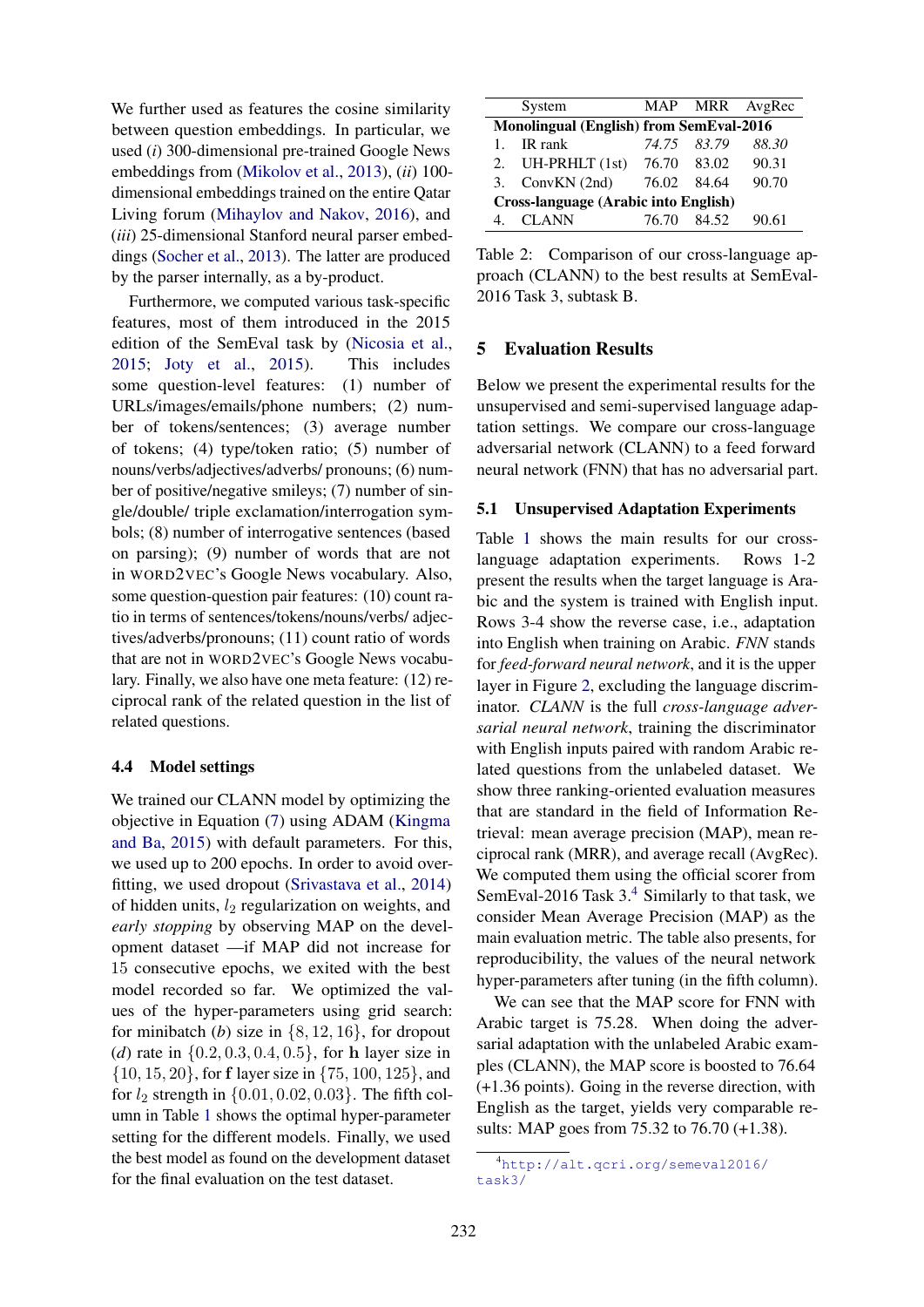We further used as features the cosine similarity between question embeddings. In particular, we used (*i*) 300-dimensional pre-trained Google News embeddings from (Mikolov et al., 2013), (*ii*) 100-dimensional embeddings trained on the entire Qatar Living forum (Mihaylov and Nakov, 2016), and (*iii*) 25-dimensional Stanford neural parser embeddings (Socher et al., 2013). The latter are produced by the parser internally, as a by-product.

Furthermore, we computed various task-specific features, most of them introduced in the 2015 edition of the SemEval task by (Nicosia et al., 2015; Joty et al., 2015). This includes some question-level features: (1) number of URLs/images/emails/phone numbers; (2) number of tokens/sentences; (3) average number of tokens; (4) type/token ratio; (5) number of nouns/verbs/adjectives/adverbs/ pronouns; (6) number of positive/negative smileys; (7) number of single/double/ triple exclamation/interrogation symbols; (8) number of interrogative sentences (based on parsing); (9) number of words that are not in WORD2VEC's Google News vocabulary. Also, some question-question pair features: (10) count ratio in terms of sentences/tokens/nouns/verbs/ adjectives/adverbs/pronouns; (11) count ratio of words that are not in WORD2VEC's Google News vocabulary. Finally, we also have one meta feature: (12) reciprocal rank of the related question in the list of related questions.

### 4.4 Model settings

We trained our CLANN model by optimizing the objective in Equation (7) using ADAM (Kingma and Ba, 2015) with default parameters. For this, we used up to 200 epochs. In order to avoid overfitting, we used dropout (Srivastava et al., 2014) of hidden units, $l_2$ regularization on weights, and *early stopping* by observing MAP on the development dataset —if MAP did not increase for 15 consecutive epochs, we exited with the best model recorded so far. We optimized the values of the hyper-parameters using grid search: for minibatch ($b$) size in $\{8, 12, 16\}$, for dropout ($d$) rate in $\{0.2, 0.3, 0.4, 0.5\}$, for $\mathbf{h}$ layer size in $\{10, 15, 20\}$, for $\mathbf{f}$ layer size in $\{75, 100, 125\}$, and for $l_2$ strength in $\{0.01, 0.02, 0.03\}$. The fifth column in Table 1 shows the optimal hyper-parameter setting for the different models. Finally, we used the best model as found on the development dataset for the final evaluation on the test dataset.

| | System | MAP | MRR | AvgRec |
|---|---|---|---|---|
| **Monolingual (English) from SemEval-2016** | | | | |
| 1. | IR rank | *74.75* | *83.79* | *88.30* |
| 2. | UH-PRHLT (1st) | 76.70 | 83.02 | 90.31 |
| 3. | ConvKN (2nd) | 76.02 | 84.64 | 90.70 |
| **Cross-language (Arabic into English)** | | | | |
| 4. | CLANN | 76.70 | 84.52 | 90.61 |

Table 2: Comparison of our cross-language approach (CLANN) to the best results at SemEval-2016 Task 3, subtask B.

## 5 Evaluation Results

Below we present the experimental results for the unsupervised and semi-supervised language adaptation settings. We compare our cross-language adversarial network (CLANN) to a feed forward neural network (FNN) that has no adversarial part.

### 5.1 Unsupervised Adaptation Experiments

Table 1 shows the main results for our cross-language adaptation experiments. Rows 1-2 present the results when the target language is Arabic and the system is trained with English input. Rows 3-4 show the reverse case, i.e., adaptation into English when training on Arabic. *FNN* stands for *feed-forward neural network*, and it is the upper layer in Figure 2, excluding the language discriminator. *CLANN* is the full *cross-language adversarial neural network*, training the discriminator with English inputs paired with random Arabic related questions from the unlabeled dataset. We show three ranking-oriented evaluation measures that are standard in the field of Information Retrieval: mean average precision (MAP), mean reciprocal rank (MRR), and average recall (AvgRec). We computed them using the official scorer from SemEval-2016 Task 3.[4] Similarly to that task, we consider Mean Average Precision (MAP) as the main evaluation metric. The table also presents, for reproducibility, the values of the neural network hyper-parameters after tuning (in the fifth column).

We can see that the MAP score for FNN with Arabic target is 75.28. When doing the adversarial adaptation with the unlabeled Arabic examples (CLANN), the MAP score is boosted to 76.64 (+1.36 points). Going in the reverse direction, with English as the target, yields very comparable results: MAP goes from 75.32 to 76.70 (+1.38).

[4] http://alt.qcri.org/semeval2016/task3/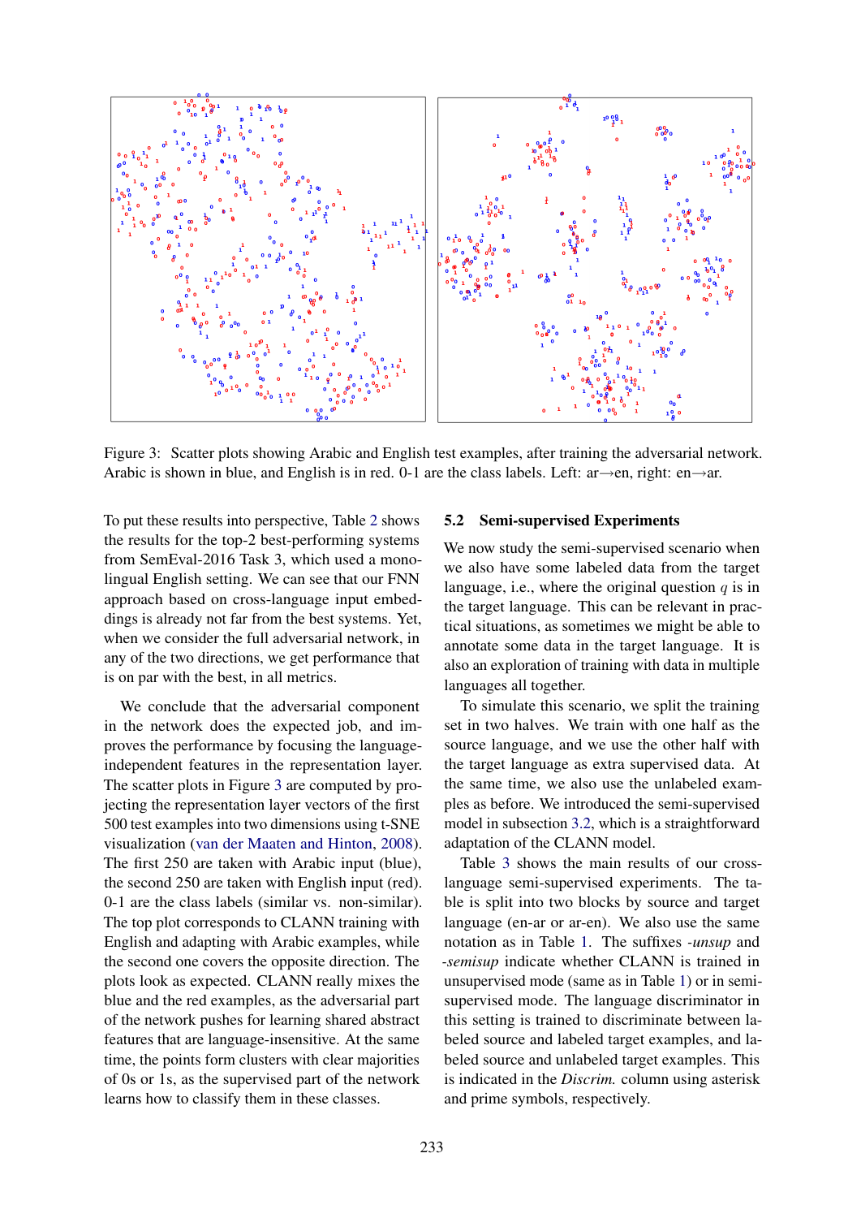Figure 3: Scatter plots showing Arabic and English test examples, after training the adversarial network. Arabic is shown in blue, and English is in red. 0-1 are the class labels. Left: ar→en, right: en→ar.

To put these results into perspective, Table 2 shows the results for the top-2 best-performing systems from SemEval-2016 Task 3, which used a monolingual English setting. We can see that our FNN approach based on cross-language input embeddings is already not far from the best systems. Yet, when we consider the full adversarial network, in any of the two directions, we get performance that is on par with the best, in all metrics.

We conclude that the adversarial component in the network does the expected job, and improves the performance by focusing the language-independent features in the representation layer. The scatter plots in Figure 3 are computed by projecting the representation layer vectors of the first 500 test examples into two dimensions using t-SNE visualization (van der Maaten and Hinton, 2008). The first 250 are taken with Arabic input (blue), the second 250 are taken with English input (red). 0-1 are the class labels (similar vs. non-similar). The top plot corresponds to CLANN training with English and adapting with Arabic examples, while the second one covers the opposite direction. The plots look as expected. CLANN really mixes the blue and the red examples, as the adversarial part of the network pushes for learning shared abstract features that are language-insensitive. At the same time, the points form clusters with clear majorities of 0s or 1s, as the supervised part of the network learns how to classify them in these classes.

### 5.2 Semi-supervised Experiments

We now study the semi-supervised scenario when we also have some labeled data from the target language, i.e., where the original question $q$ is in the target language. This can be relevant in practical situations, as sometimes we might be able to annotate some data in the target language. It is also an exploration of training with data in multiple languages all together.

To simulate this scenario, we split the training set in two halves. We train with one half as the source language, and we use the other half with the target language as extra supervised data. At the same time, we also use the unlabeled examples as before. We introduced the semi-supervised model in subsection 3.2, which is a straightforward adaptation of the CLANN model.

Table 3 shows the main results of our cross-language semi-supervised experiments. The table is split into two blocks by source and target language (en-ar or ar-en). We also use the same notation as in Table 1. The suffixes *-unsup* and *-semisup* indicate whether CLANN is trained in unsupervised mode (same as in Table 1) or in semi-supervised mode. The language discriminator in this setting is trained to discriminate between labeled source and labeled target examples, and labeled source and unlabeled target examples. This is indicated in the *Discrim.* column using asterisk and prime symbols, respectively.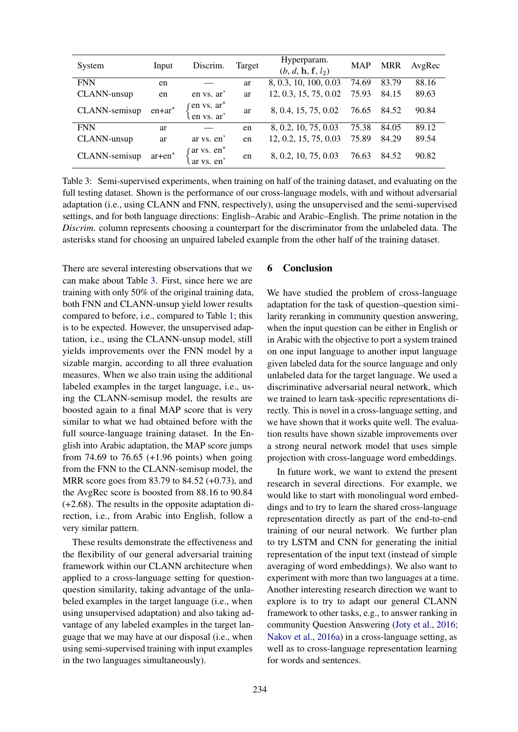| System | Input | Discrim. | Target | Hyperparam. ($b$, $d$, $\mathbf{h}$, $\mathbf{f}$, $l_2$) | MAP | MRR | AvgRec |
|---|---|---|---|---|---|---|---|
| FNN | en | — | ar | 8, 0.3, 10, 100, 0.03 | 74.69 | 83.79 | 88.16 |
| CLANN-unsup | en | en vs. ar' | ar | 12, 0.3, 15, 75, 0.02 | 75.93 | 84.15 | 89.63 |
| CLANN-semisup | en+ar* | {en vs. ar*, en vs. ar'} | ar | 8, 0.4, 15, 75, 0.02 | 76.65 | 84.52 | 90.84 |
| FNN | ar | — | en | 8, 0.2, 10, 75, 0.03 | 75.38 | 84.05 | 89.12 |
| CLANN-unsup | ar | ar vs. en' | en | 12, 0.2, 15, 75, 0.03 | 75.89 | 84.29 | 89.54 |
| CLANN-semisup | ar+en* | {ar vs. en*, ar vs. en'} | en | 8, 0.2, 10, 75, 0.03 | 76.63 | 84.52 | 90.82 |

Table 3: Semi-supervised experiments, when training on half of the training dataset, and evaluating on the full testing dataset. Shown is the performance of our cross-language models, with and without adversarial adaptation (i.e., using CLANN and FNN, respectively), using the unsupervised and the semi-supervised settings, and for both language directions: English–Arabic and Arabic–English. The prime notation in the *Discrim.* column represents choosing a counterpart for the discriminator from the unlabeled data. The asterisks stand for choosing an unpaired labeled example from the other half of the training dataset.

There are several interesting observations that we can make about Table 3. First, since here we are training with only 50% of the original training data, both FNN and CLANN-unsup yield lower results compared to before, i.e., compared to Table 1; this is to be expected. However, the unsupervised adaptation, i.e., using the CLANN-unsup model, still yields improvements over the FNN model by a sizable margin, according to all three evaluation measures. When we also train using the additional labeled examples in the target language, i.e., using the CLANN-semisup model, the results are boosted again to a final MAP score that is very similar to what we had obtained before with the full source-language training dataset. In the English into Arabic adaptation, the MAP score jumps from 74.69 to 76.65 (+1.96 points) when going from the FNN to the CLANN-semisup model, the MRR score goes from 83.79 to 84.52 (+0.73), and the AvgRec score is boosted from 88.16 to 90.84 (+2.68). The results in the opposite adaptation direction, i.e., from Arabic into English, follow a very similar pattern.

These results demonstrate the effectiveness and the flexibility of our general adversarial training framework within our CLANN architecture when applied to a cross-language setting for question-question similarity, taking advantage of the unlabeled examples in the target language (i.e., when using unsupervised adaptation) and also taking advantage of any labeled examples in the target language that we may have at our disposal (i.e., when using semi-supervised training with input examples in the two languages simultaneously).

## 6 Conclusion

We have studied the problem of cross-language adaptation for the task of question–question similarity reranking in community question answering, when the input question can be either in English or in Arabic with the objective to port a system trained on one input language to another input language given labeled data for the source language and only unlabeled data for the target language. We used a discriminative adversarial neural network, which we trained to learn task-specific representations directly. This is novel in a cross-language setting, and we have shown that it works quite well. The evaluation results have shown sizable improvements over a strong neural network model that uses simple projection with cross-language word embeddings.

In future work, we want to extend the present research in several directions. For example, we would like to start with monolingual word embeddings and to try to learn the shared cross-language representation directly as part of the end-to-end training of our neural network. We further plan to try LSTM and CNN for generating the initial representation of the input text (instead of simple averaging of word embeddings). We also want to experiment with more than two languages at a time. Another interesting research direction we want to explore is to try to adapt our general CLANN framework to other tasks, e.g., to answer ranking in community Question Answering (Joty et al., 2016; Nakov et al., 2016a) in a cross-language setting, as well as to cross-language representation learning for words and sentences.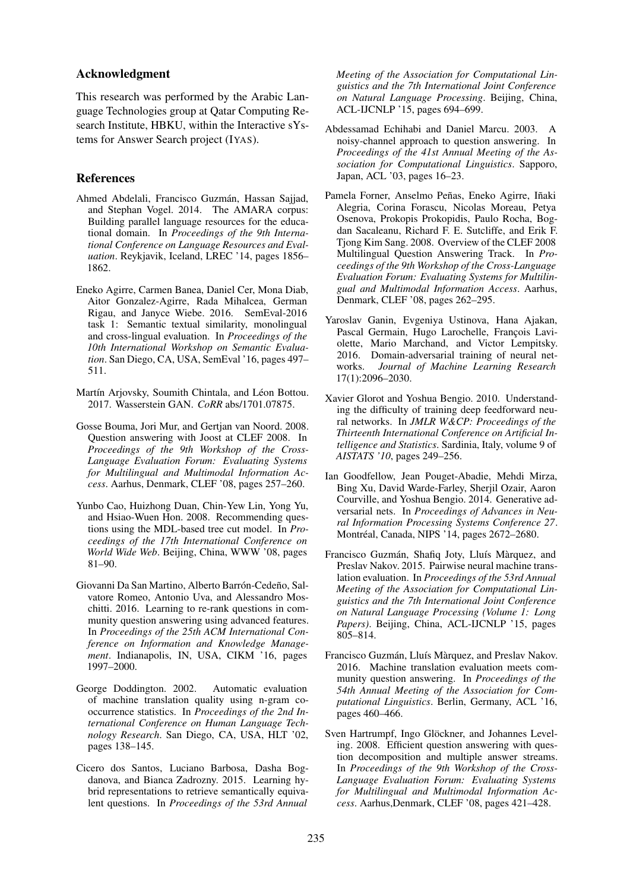## Acknowledgment

This research was performed by the Arabic Language Technologies group at Qatar Computing Research Institute, HBKU, within the Interactive sYstems for Answer Search project (IYAS).

## References

Ahmed Abdelali, Francisco Guzmán, Hassan Sajjad, and Stephan Vogel. 2014. The AMARA corpus: Building parallel language resources for the educational domain. In *Proceedings of the 9th International Conference on Language Resources and Evaluation*. Reykjavik, Iceland, LREC '14, pages 1856–1862.

Eneko Agirre, Carmen Banea, Daniel Cer, Mona Diab, Aitor Gonzalez-Agirre, Rada Mihalcea, German Rigau, and Janyce Wiebe. 2016. SemEval-2016 task 1: Semantic textual similarity, monolingual and cross-lingual evaluation. In *Proceedings of the 10th International Workshop on Semantic Evaluation*. San Diego, CA, USA, SemEval '16, pages 497–511.

Martín Arjovsky, Soumith Chintala, and Léon Bottou. 2017. Wasserstein GAN. *CoRR* abs/1701.07875.

Gosse Bouma, Jori Mur, and Gertjan van Noord. 2008. Question answering with Joost at CLEF 2008. In *Proceedings of the 9th Workshop of the Cross-Language Evaluation Forum: Evaluating Systems for Multilingual and Multimodal Information Access*. Aarhus, Denmark, CLEF '08, pages 257–260.

Yunbo Cao, Huizhong Duan, Chin-Yew Lin, Yong Yu, and Hsiao-Wuen Hon. 2008. Recommending questions using the MDL-based tree cut model. In *Proceedings of the 17th International Conference on World Wide Web*. Beijing, China, WWW '08, pages 81–90.

Giovanni Da San Martino, Alberto Barrón-Cedeño, Salvatore Romeo, Antonio Uva, and Alessandro Moschitti. 2016. Learning to re-rank questions in community question answering using advanced features. In *Proceedings of the 25th ACM International Conference on Information and Knowledge Management*. Indianapolis, IN, USA, CIKM '16, pages 1997–2000.

George Doddington. 2002. Automatic evaluation of machine translation quality using n-gram co-occurrence statistics. In *Proceedings of the 2nd International Conference on Human Language Technology Research*. San Diego, CA, USA, HLT '02, pages 138–145.

Cicero dos Santos, Luciano Barbosa, Dasha Bogdanova, and Bianca Zadrozny. 2015. Learning hybrid representations to retrieve semantically equivalent questions. In *Proceedings of the 53rd Annual Meeting of the Association for Computational Linguistics and the 7th International Joint Conference on Natural Language Processing*. Beijing, China, ACL-IJCNLP '15, pages 694–699.

Abdessamad Echihabi and Daniel Marcu. 2003. A noisy-channel approach to question answering. In *Proceedings of the 41st Annual Meeting of the Association for Computational Linguistics*. Sapporo, Japan, ACL '03, pages 16–23.

Pamela Forner, Anselmo Peñas, Eneko Agirre, Iñaki Alegria, Corina Forascu, Nicolas Moreau, Petya Osenova, Prokopis Prokopidis, Paulo Rocha, Bogdan Sacaleanu, Richard F. E. Sutcliffe, and Erik F. Tjong Kim Sang. 2008. Overview of the CLEF 2008 Multilingual Question Answering Track. In *Proceedings of the 9th Workshop of the Cross-Language Evaluation Forum: Evaluating Systems for Multilingual and Multimodal Information Access*. Aarhus, Denmark, CLEF '08, pages 262–295.

Yaroslav Ganin, Evgeniya Ustinova, Hana Ajakan, Pascal Germain, Hugo Larochelle, François Laviolette, Mario Marchand, and Victor Lempitsky. 2016. Domain-adversarial training of neural networks. *Journal of Machine Learning Research* 17(1):2096–2030.

Xavier Glorot and Yoshua Bengio. 2010. Understanding the difficulty of training deep feedforward neural networks. In *JMLR W&CP: Proceedings of the Thirteenth International Conference on Artificial Intelligence and Statistics*. Sardinia, Italy, volume 9 of *AISTATS '10*, pages 249–256.

Ian Goodfellow, Jean Pouget-Abadie, Mehdi Mirza, Bing Xu, David Warde-Farley, Sherjil Ozair, Aaron Courville, and Yoshua Bengio. 2014. Generative adversarial nets. In *Proceedings of Advances in Neural Information Processing Systems Conference 27*. Montréal, Canada, NIPS '14, pages 2672–2680.

Francisco Guzmán, Shafiq Joty, Lluís Màrquez, and Preslav Nakov. 2015. Pairwise neural machine translation evaluation. In *Proceedings of the 53rd Annual Meeting of the Association for Computational Linguistics and the 7th International Joint Conference on Natural Language Processing (Volume 1: Long Papers)*. Beijing, China, ACL-IJCNLP '15, pages 805–814.

Francisco Guzmán, Lluís Màrquez, and Preslav Nakov. 2016. Machine translation evaluation meets community question answering. In *Proceedings of the 54th Annual Meeting of the Association for Computational Linguistics*. Berlin, Germany, ACL '16, pages 460–466.

Sven Hartrumpf, Ingo Glöckner, and Johannes Leveling. 2008. Efficient question answering with question decomposition and multiple answer streams. In *Proceedings of the 9th Workshop of the Cross-Language Evaluation Forum: Evaluating Systems for Multilingual and Multimodal Information Access*. Aarhus,Denmark, CLEF '08, pages 421–428.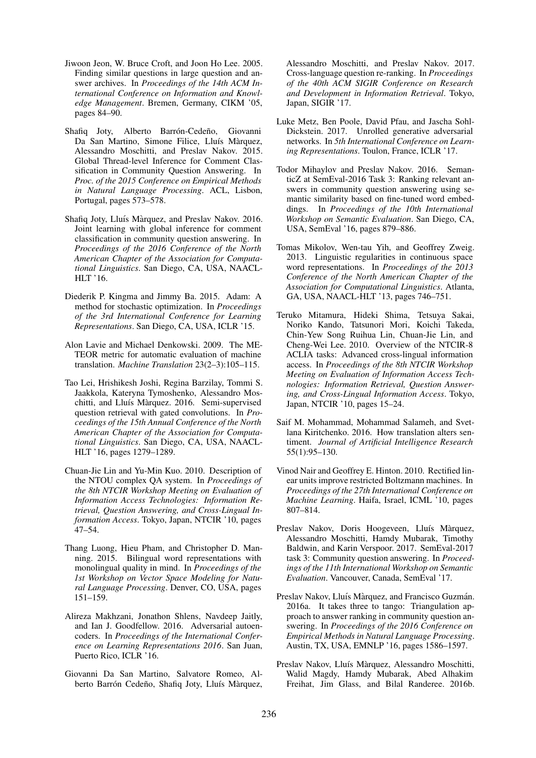Jiwoon Jeon, W. Bruce Croft, and Joon Ho Lee. 2005. Finding similar questions in large question and answer archives. In *Proceedings of the 14th ACM International Conference on Information and Knowledge Management*. Bremen, Germany, CIKM '05, pages 84–90.

Shafiq Joty, Alberto Barrón-Cedeño, Giovanni Da San Martino, Simone Filice, Lluís Màrquez, Alessandro Moschitti, and Preslav Nakov. 2015. Global Thread-level Inference for Comment Classification in Community Question Answering. In *Proc. of the 2015 Conference on Empirical Methods in Natural Language Processing*. ACL, Lisbon, Portugal, pages 573–578.

Shafiq Joty, Lluís Màrquez, and Preslav Nakov. 2016. Joint learning with global inference for comment classification in community question answering. In *Proceedings of the 2016 Conference of the North American Chapter of the Association for Computational Linguistics*. San Diego, CA, USA, NAACL-HLT '16.

Diederik P. Kingma and Jimmy Ba. 2015. Adam: A method for stochastic optimization. In *Proceedings of the 3rd International Conference for Learning Representations*. San Diego, CA, USA, ICLR '15.

Alon Lavie and Michael Denkowski. 2009. The METEOR metric for automatic evaluation of machine translation. *Machine Translation* 23(2–3):105–115.

Tao Lei, Hrishikesh Joshi, Regina Barzilay, Tommi S. Jaakkola, Kateryna Tymoshenko, Alessandro Moschitti, and Lluís Màrquez. 2016. Semi-supervised question retrieval with gated convolutions. In *Proceedings of the 15th Annual Conference of the North American Chapter of the Association for Computational Linguistics*. San Diego, CA, USA, NAACL-HLT '16, pages 1279–1289.

Chuan-Jie Lin and Yu-Min Kuo. 2010. Description of the NTOU complex QA system. In *Proceedings of the 8th NTCIR Workshop Meeting on Evaluation of Information Access Technologies: Information Retrieval, Question Answering, and Cross-Lingual Information Access*. Tokyo, Japan, NTCIR '10, pages 47–54.

Thang Luong, Hieu Pham, and Christopher D. Manning. 2015. Bilingual word representations with monolingual quality in mind. In *Proceedings of the 1st Workshop on Vector Space Modeling for Natural Language Processing*. Denver, CO, USA, pages 151–159.

Alireza Makhzani, Jonathon Shlens, Navdeep Jaitly, and Ian J. Goodfellow. 2016. Adversarial autoencoders. In *Proceedings of the International Conference on Learning Representations 2016*. San Juan, Puerto Rico, ICLR '16.

Giovanni Da San Martino, Salvatore Romeo, Alberto Barrón Cedeño, Shafiq Joty, Lluís Màrquez, Alessandro Moschitti, and Preslav Nakov. 2017. Cross-language question re-ranking. In *Proceedings of the 40th ACM SIGIR Conference on Research and Development in Information Retrieval*. Tokyo, Japan, SIGIR '17.

Luke Metz, Ben Poole, David Pfau, and Jascha Sohl-Dickstein. 2017. Unrolled generative adversarial networks. In *5th International Conference on Learning Representations*. Toulon, France, ICLR '17.

Todor Mihaylov and Preslav Nakov. 2016. SemanticZ at SemEval-2016 Task 3: Ranking relevant answers in community question answering using semantic similarity based on fine-tuned word embeddings. In *Proceedings of the 10th International Workshop on Semantic Evaluation*. San Diego, CA, USA, SemEval '16, pages 879–886.

Tomas Mikolov, Wen-tau Yih, and Geoffrey Zweig. 2013. Linguistic regularities in continuous space word representations. In *Proceedings of the 2013 Conference of the North American Chapter of the Association for Computational Linguistics*. Atlanta, GA, USA, NAACL-HLT '13, pages 746–751.

Teruko Mitamura, Hideki Shima, Tetsuya Sakai, Noriko Kando, Tatsunori Mori, Koichi Takeda, Chin-Yew Song Ruihua Lin, Chuan-Jie Lin, and Cheng-Wei Lee. 2010. Overview of the NTCIR-8 ACLIA tasks: Advanced cross-lingual information access. In *Proceedings of the 8th NTCIR Workshop Meeting on Evaluation of Information Access Technologies: Information Retrieval, Question Answering, and Cross-Lingual Information Access*. Tokyo, Japan, NTCIR '10, pages 15–24.

Saif M. Mohammad, Mohammad Salameh, and Svetlana Kiritchenko. 2016. How translation alters sentiment. *Journal of Artificial Intelligence Research* 55(1):95–130.

Vinod Nair and Geoffrey E. Hinton. 2010. Rectified linear units improve restricted Boltzmann machines. In *Proceedings of the 27th International Conference on Machine Learning*. Haifa, Israel, ICML '10, pages 807–814.

Preslav Nakov, Doris Hoogeveen, Lluís Màrquez, Alessandro Moschitti, Hamdy Mubarak, Timothy Baldwin, and Karin Verspoor. 2017. SemEval-2017 task 3: Community question answering. In *Proceedings of the 11th International Workshop on Semantic Evaluation*. Vancouver, Canada, SemEval '17.

Preslav Nakov, Lluís Màrquez, and Francisco Guzmán. 2016a. It takes three to tango: Triangulation approach to answer ranking in community question answering. In *Proceedings of the 2016 Conference on Empirical Methods in Natural Language Processing*. Austin, TX, USA, EMNLP '16, pages 1586–1597.

Preslav Nakov, Lluís Màrquez, Alessandro Moschitti, Walid Magdy, Hamdy Mubarak, Abed Alhakim Freihat, Jim Glass, and Bilal Randeree. 2016b.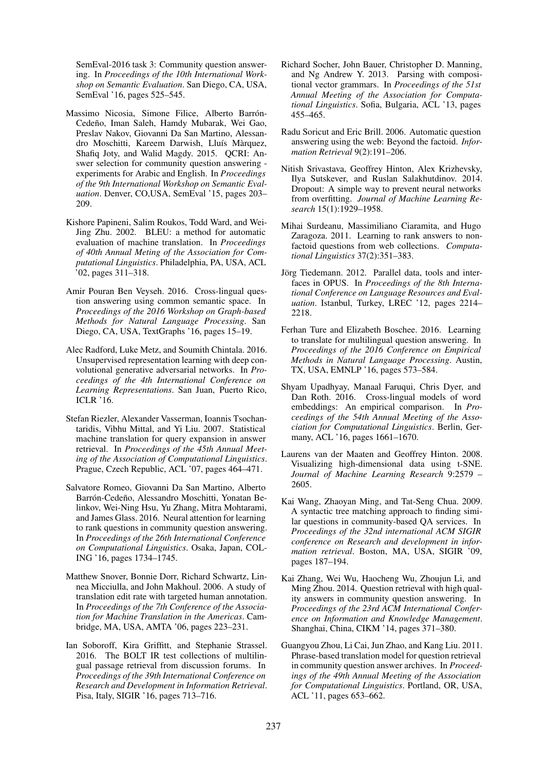SemEval-2016 task 3: Community question answering. In *Proceedings of the 10th International Workshop on Semantic Evaluation*. San Diego, CA, USA, SemEval '16, pages 525–545.

Massimo Nicosia, Simone Filice, Alberto Barrón-Cedeño, Iman Saleh, Hamdy Mubarak, Wei Gao, Preslav Nakov, Giovanni Da San Martino, Alessandro Moschitti, Kareem Darwish, Lluís Màrquez, Shafiq Joty, and Walid Magdy. 2015. QCRI: Answer selection for community question answering - experiments for Arabic and English. In *Proceedings of the 9th International Workshop on Semantic Evaluation*. Denver, CO,USA, SemEval '15, pages 203–209.

Kishore Papineni, Salim Roukos, Todd Ward, and Wei-Jing Zhu. 2002. BLEU: a method for automatic evaluation of machine translation. In *Proceedings of 40th Annual Meting of the Association for Computational Linguistics*. Philadelphia, PA, USA, ACL '02, pages 311–318.

Amir Pouran Ben Veyseh. 2016. Cross-lingual question answering using common semantic space. In *Proceedings of the 2016 Workshop on Graph-based Methods for Natural Language Processing*. San Diego, CA, USA, TextGraphs '16, pages 15–19.

Alec Radford, Luke Metz, and Soumith Chintala. 2016. Unsupervised representation learning with deep convolutional generative adversarial networks. In *Proceedings of the 4th International Conference on Learning Representations*. San Juan, Puerto Rico, ICLR '16.

Stefan Riezler, Alexander Vasserman, Ioannis Tsochantaridis, Vibhu Mittal, and Yi Liu. 2007. Statistical machine translation for query expansion in answer retrieval. In *Proceedings of the 45th Annual Meeting of the Association of Computational Linguistics*. Prague, Czech Republic, ACL '07, pages 464–471.

Salvatore Romeo, Giovanni Da San Martino, Alberto Barrón-Cedeño, Alessandro Moschitti, Yonatan Belinkov, Wei-Ning Hsu, Yu Zhang, Mitra Mohtarami, and James Glass. 2016. Neural attention for learning to rank questions in community question answering. In *Proceedings of the 26th International Conference on Computational Linguistics*. Osaka, Japan, COLING '16, pages 1734–1745.

Matthew Snover, Bonnie Dorr, Richard Schwartz, Linnea Micciulla, and John Makhoul. 2006. A study of translation edit rate with targeted human annotation. In *Proceedings of the 7th Conference of the Association for Machine Translation in the Americas*. Cambridge, MA, USA, AMTA '06, pages 223–231.

Ian Soboroff, Kira Griffitt, and Stephanie Strassel. 2016. The BOLT IR test collections of multilingual passage retrieval from discussion forums. In *Proceedings of the 39th International Conference on Research and Development in Information Retrieval*. Pisa, Italy, SIGIR '16, pages 713–716.

Richard Socher, John Bauer, Christopher D. Manning, and Ng Andrew Y. 2013. Parsing with compositional vector grammars. In *Proceedings of the 51st Annual Meeting of the Association for Computational Linguistics*. Sofia, Bulgaria, ACL '13, pages 455–465.

Radu Soricut and Eric Brill. 2006. Automatic question answering using the web: Beyond the factoid. *Information Retrieval* 9(2):191–206.

Nitish Srivastava, Geoffrey Hinton, Alex Krizhevsky, Ilya Sutskever, and Ruslan Salakhutdinov. 2014. Dropout: A simple way to prevent neural networks from overfitting. *Journal of Machine Learning Research* 15(1):1929–1958.

Mihai Surdeanu, Massimiliano Ciaramita, and Hugo Zaragoza. 2011. Learning to rank answers to non-factoid questions from web collections. *Computational Linguistics* 37(2):351–383.

Jörg Tiedemann. 2012. Parallel data, tools and interfaces in OPUS. In *Proceedings of the 8th International Conference on Language Resources and Evaluation*. Istanbul, Turkey, LREC '12, pages 2214–2218.

Ferhan Ture and Elizabeth Boschee. 2016. Learning to translate for multilingual question answering. In *Proceedings of the 2016 Conference on Empirical Methods in Natural Language Processing*. Austin, TX, USA, EMNLP '16, pages 573–584.

Shyam Upadhyay, Manaal Faruqui, Chris Dyer, and Dan Roth. 2016. Cross-lingual models of word embeddings: An empirical comparison. In *Proceedings of the 54th Annual Meeting of the Association for Computational Linguistics*. Berlin, Germany, ACL '16, pages 1661–1670.

Laurens van der Maaten and Geoffrey Hinton. 2008. Visualizing high-dimensional data using t-SNE. *Journal of Machine Learning Research* 9:2579 – 2605.

Kai Wang, Zhaoyan Ming, and Tat-Seng Chua. 2009. A syntactic tree matching approach to finding similar questions in community-based QA services. In *Proceedings of the 32nd international ACM SIGIR conference on Research and development in information retrieval*. Boston, MA, USA, SIGIR '09, pages 187–194.

Kai Zhang, Wei Wu, Haocheng Wu, Zhoujun Li, and Ming Zhou. 2014. Question retrieval with high quality answers in community question answering. In *Proceedings of the 23rd ACM International Conference on Information and Knowledge Management*. Shanghai, China, CIKM '14, pages 371–380.

Guangyou Zhou, Li Cai, Jun Zhao, and Kang Liu. 2011. Phrase-based translation model for question retrieval in community question answer archives. In *Proceedings of the 49th Annual Meeting of the Association for Computational Linguistics*. Portland, OR, USA, ACL '11, pages 653–662.